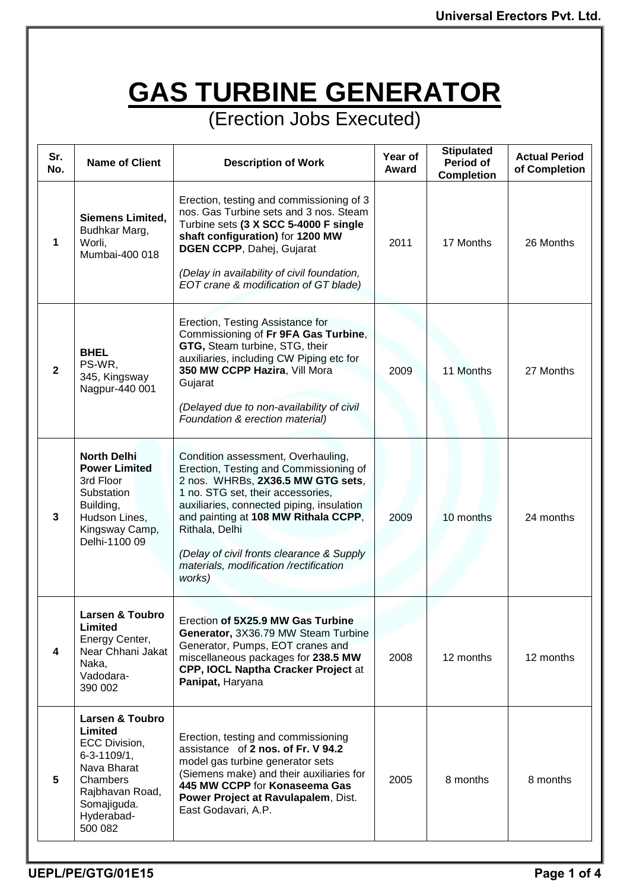# GAS TURBINE GENERATOR

(Erection Jobs Executed)

| Sr. No. | Name of Client | Description of Work | Year of Award | Stipulated Period of Completion | Actual Period of Completion |
|---|---|---|---|---|---|
| 1 | **Siemens Limited,** Budhkar Marg, Worli, Mumbai-400 018 | Erection, testing and commissioning of 3 nos. Gas Turbine sets and 3 nos. Steam Turbine sets **(3 X SCC 5-4000 F single shaft configuration)** for **1200 MW DGEN CCPP**, Dahej, Gujarat<br><br>*(Delay in availability of civil foundation, EOT crane & modification of GT blade)* | 2011 | 17 Months | 26 Months |
| 2 | **BHEL** PS-WR, 345, Kingsway Nagpur-440 001 | Erection, Testing Assistance for Commissioning of **Fr 9FA Gas Turbine**, **GTG,** Steam turbine, STG, their auxiliaries, including CW Piping etc for **350 MW CCPP Hazira**, Vill Mora Gujarat<br><br>*(Delayed due to non-availability of civil Foundation & erection material)* | 2009 | 11 Months | 27 Months |
| 3 | **North Delhi Power Limited** 3rd Floor Substation Building, Hudson Lines, Kingsway Camp, Delhi-1100 09 | Condition assessment, Overhauling, Erection, Testing and Commissioning of 2 nos. WHRBs, **2X36.5 MW GTG sets**, 1 no. STG set, their accessories, auxiliaries, connected piping, insulation and painting at **108 MW Rithala CCPP**, Rithala, Delhi<br><br>*(Delay of civil fronts clearance & Supply materials, modification /rectification works)* | 2009 | 10 months | 24 months |
| 4 | **Larsen & Toubro Limited** Energy Center, Near Chhani Jakat Naka, Vadodara-390 002 | Erection **of 5X25.9 MW Gas Turbine Generator,** 3X36.79 MW Steam Turbine Generator, Pumps, EOT cranes and miscellaneous packages for **238.5 MW CPP, IOCL Naptha Cracker Project** at **Panipat,** Haryana | 2008 | 12 months | 12 months |
| 5 | **Larsen & Toubro Limited** ECC Division, 6-3-1109/1, Nava Bharat Chambers Rajbhavan Road, Somajiguda. Hyderabad-500 082 | Erection, testing and commissioning assistance of **2 nos. of Fr. V 94.2** model gas turbine generator sets (Siemens make) and their auxiliaries for **445 MW CCPP** for **Konaseema Gas Power Project at Ravulapalem**, Dist. East Godavari, A.P. | 2005 | 8 months | 8 months |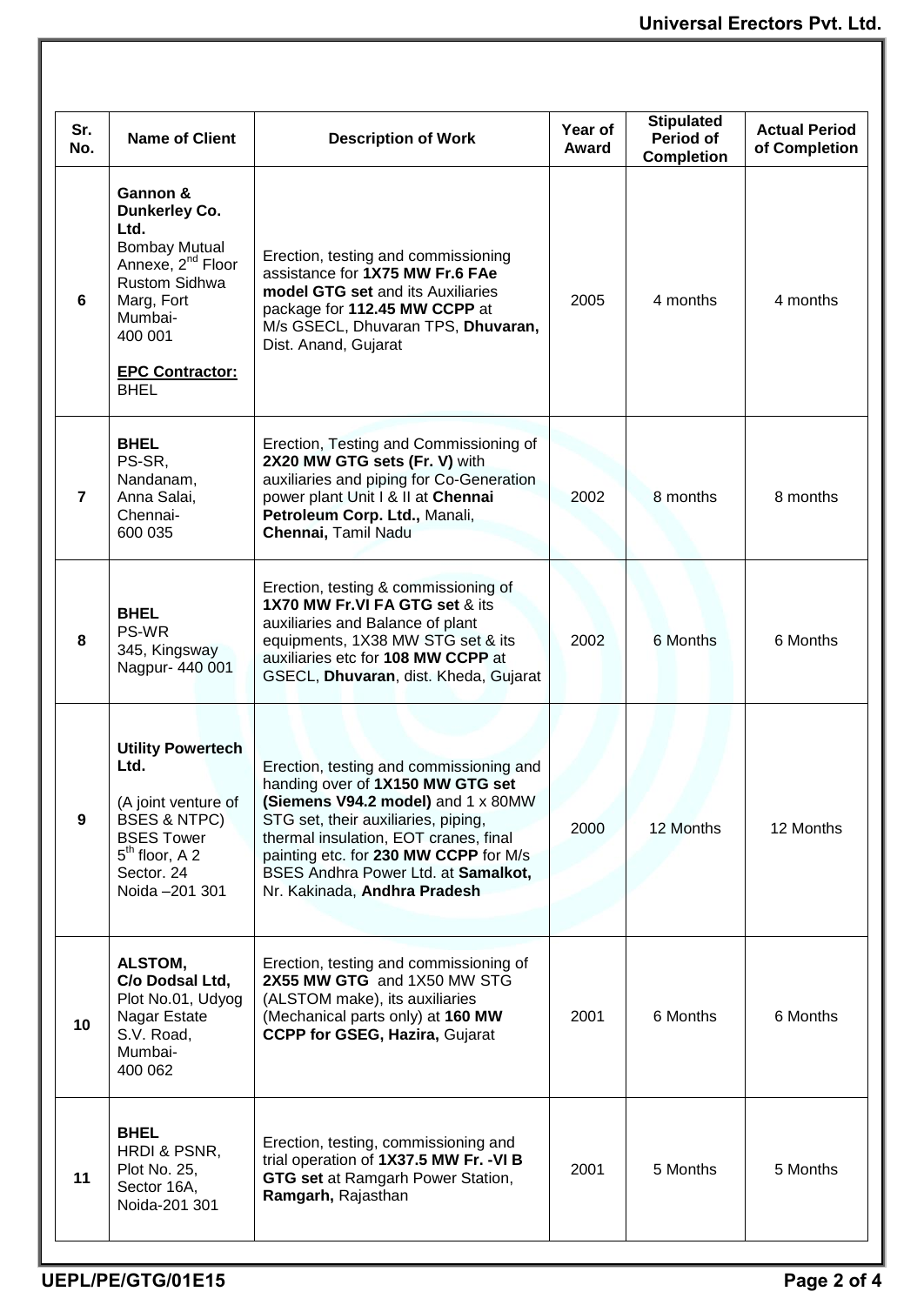| Sr. No. | Name of Client | Description of Work | Year of Award | Stipulated Period of Completion | Actual Period of Completion |
|---|---|---|---|---|---|
| 6 | **Gannon & Dunkerley Co. Ltd.** Bombay Mutual Annexe, 2nd Floor Rustom Sidhwa Marg, Fort Mumbai- 400 001 <br><br> **EPC Contractor:** BHEL | Erection, testing and commissioning assistance for **1X75 MW Fr.6 FAe model GTG set** and its Auxiliaries package for **112.45 MW CCPP** at M/s GSECL, Dhuvaran TPS, **Dhuvaran,** Dist. Anand, Gujarat | 2005 | 4 months | 4 months |
| 7 | **BHEL** PS-SR, Nandanam, Anna Salai, Chennai- 600 035 | Erection, Testing and Commissioning of **2X20 MW GTG sets (Fr. V)** with auxiliaries and piping for Co-Generation power plant Unit I & II at **Chennai Petroleum Corp. Ltd.,** Manali, **Chennai,** Tamil Nadu | 2002 | 8 months | 8 months |
| 8 | **BHEL** PS-WR 345, Kingsway Nagpur- 440 001 | Erection, testing & commissioning of **1X70 MW Fr.VI FA GTG set** & its auxiliaries and Balance of plant equipments, 1X38 MW STG set & its auxiliaries etc for **108 MW CCPP** at GSECL, **Dhuvaran**, dist. Kheda, Gujarat | 2002 | 6 Months | 6 Months |
| 9 | **Utility Powertech Ltd.** <br><br> (A joint venture of BSES & NTPC) BSES Tower 5th floor, A 2 Sector. 24 Noida –201 301 | Erection, testing and commissioning and handing over of **1X150 MW GTG set (Siemens V94.2 model)** and 1 x 80MW STG set, their auxiliaries, piping, thermal insulation, EOT cranes, final painting etc. for **230 MW CCPP** for M/s BSES Andhra Power Ltd. at **Samalkot,** Nr. Kakinada, **Andhra Pradesh** | 2000 | 12 Months | 12 Months |
| 10 | **ALSTOM, C/o Dodsal Ltd,** Plot No.01, Udyog Nagar Estate S.V. Road, Mumbai- 400 062 | Erection, testing and commissioning of **2X55 MW GTG** and 1X50 MW STG (ALSTOM make), its auxiliaries (Mechanical parts only) at **160 MW CCPP for GSEG, Hazira,** Gujarat | 2001 | 6 Months | 6 Months |
| 11 | **BHEL** HRDI & PSNR, Plot No. 25, Sector 16A, Noida-201 301 | Erection, testing, commissioning and trial operation of **1X37.5 MW Fr. -VI B GTG set** at Ramgarh Power Station, **Ramgarh,** Rajasthan | 2001 | 5 Months | 5 Months |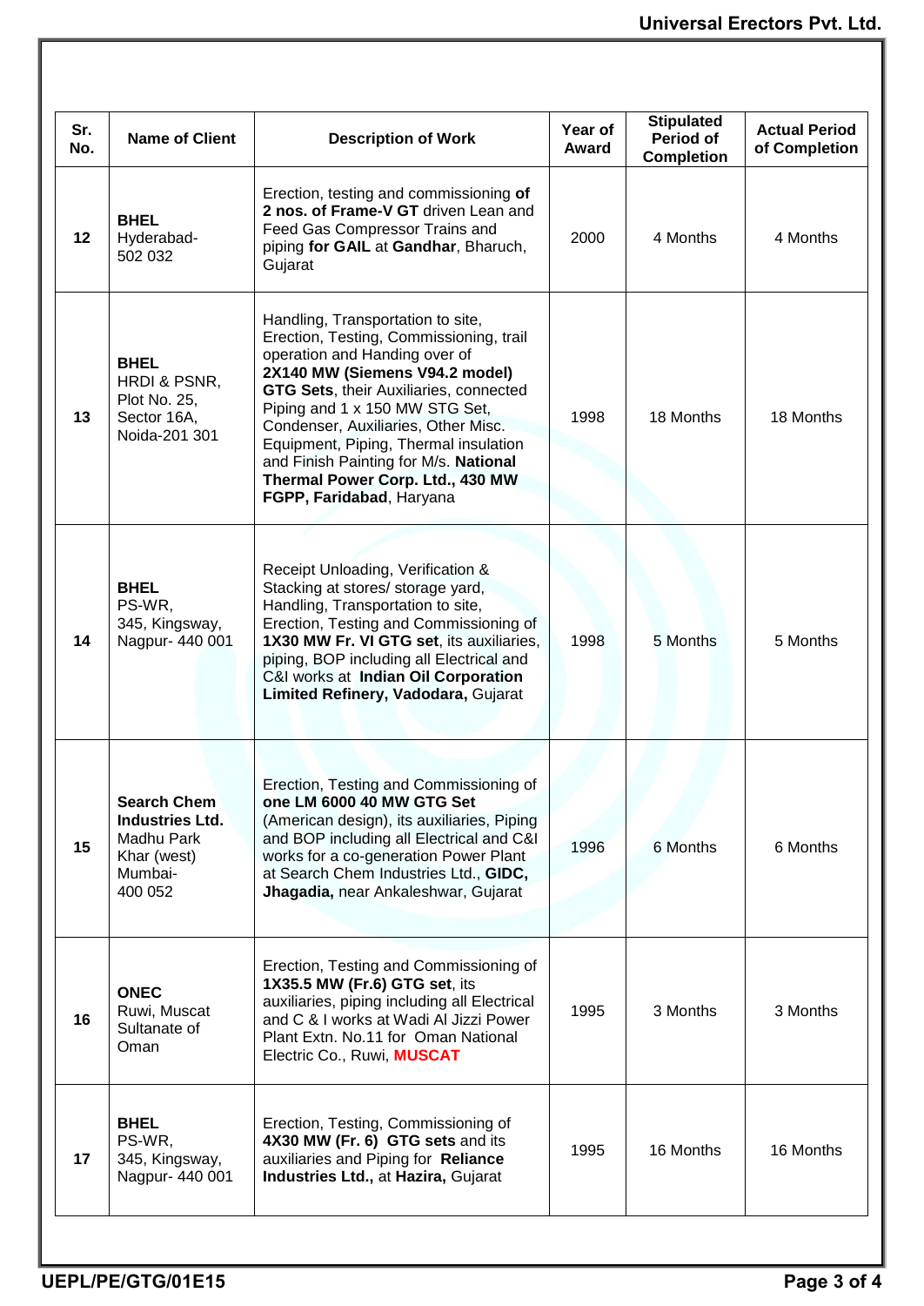| Sr. No. | Name of Client | Description of Work | Year of Award | Stipulated Period of Completion | Actual Period of Completion |
|---|---|---|---|---|---|
| 12 | **BHEL** Hyderabad-502 032 | Erection, testing and commissioning **of 2 nos. of Frame-V GT** driven Lean and Feed Gas Compressor Trains and piping **for GAIL** at **Gandhar**, Bharuch, Gujarat | 2000 | 4 Months | 4 Months |
| 13 | **BHEL** HRDI & PSNR, Plot No. 25, Sector 16A, Noida-201 301 | Handling, Transportation to site, Erection, Testing, Commissioning, trail operation and Handing over of **2X140 MW (Siemens V94.2 model) GTG Sets**, their Auxiliaries, connected Piping and 1 x 150 MW STG Set, Condenser, Auxiliaries, Other Misc. Equipment, Piping, Thermal insulation and Finish Painting for M/s. **National Thermal Power Corp. Ltd., 430 MW FGPP, Faridabad**, Haryana | 1998 | 18 Months | 18 Months |
| 14 | **BHEL** PS-WR, 345, Kingsway, Nagpur- 440 001 | Receipt Unloading, Verification & Stacking at stores/ storage yard, Handling, Transportation to site, Erection, Testing and Commissioning of **1X30 MW Fr. VI GTG set**, its auxiliaries, piping, BOP including all Electrical and C&I works at **Indian Oil Corporation Limited Refinery, Vadodara,** Gujarat | 1998 | 5 Months | 5 Months |
| 15 | **Search Chem Industries Ltd.** Madhu Park Khar (west) Mumbai-400 052 | Erection, Testing and Commissioning of **one LM 6000 40 MW GTG Set** (American design), its auxiliaries, Piping and BOP including all Electrical and C&I works for a co-generation Power Plant at Search Chem Industries Ltd., **GIDC, Jhagadia,** near Ankaleshwar, Gujarat | 1996 | 6 Months | 6 Months |
| 16 | **ONEC** Ruwi, Muscat Sultanate of Oman | Erection, Testing and Commissioning of **1X35.5 MW (Fr.6) GTG set**, its auxiliaries, piping including all Electrical and C & I works at Wadi Al Jizzi Power Plant Extn. No.11 for Oman National Electric Co., Ruwi, **MUSCAT** | 1995 | 3 Months | 3 Months |
| 17 | **BHEL** PS-WR, 345, Kingsway, Nagpur- 440 001 | Erection, Testing, Commissioning of **4X30 MW (Fr. 6) GTG sets** and its auxiliaries and Piping for **Reliance Industries Ltd.,** at **Hazira,** Gujarat | 1995 | 16 Months | 16 Months |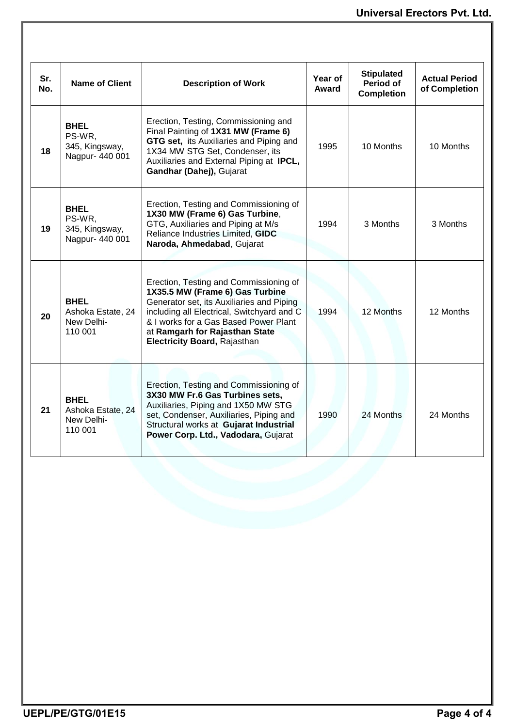| Sr. No. | Name of Client | Description of Work | Year of Award | Stipulated Period of Completion | Actual Period of Completion |
|---|---|---|---|---|---|
| 18 | **BHEL** PS-WR, 345, Kingsway, Nagpur- 440 001 | Erection, Testing, Commissioning and Final Painting of **1X31 MW (Frame 6) GTG set,** its Auxiliaries and Piping and 1X34 MW STG Set, Condenser, its Auxiliaries and External Piping at **IPCL, Gandhar (Dahej),** Gujarat | 1995 | 10 Months | 10 Months |
| 19 | **BHEL** PS-WR, 345, Kingsway, Nagpur- 440 001 | Erection, Testing and Commissioning of **1X30 MW (Frame 6) Gas Turbine**, GTG, Auxiliaries and Piping at M/s Reliance Industries Limited, **GIDC Naroda, Ahmedabad**, Gujarat | 1994 | 3 Months | 3 Months |
| 20 | **BHEL** Ashoka Estate, 24 New Delhi- 110 001 | Erection, Testing and Commissioning of **1X35.5 MW (Frame 6) Gas Turbine** Generator set, its Auxiliaries and Piping including all Electrical, Switchyard and C & I works for a Gas Based Power Plant at **Ramgarh for Rajasthan State Electricity Board,** Rajasthan | 1994 | 12 Months | 12 Months |
| 21 | **BHEL** Ashoka Estate, 24 New Delhi- 110 001 | Erection, Testing and Commissioning of **3X30 MW Fr.6 Gas Turbines sets,** Auxiliaries, Piping and 1X50 MW STG set, Condenser, Auxiliaries, Piping and Structural works at **Gujarat Industrial Power Corp. Ltd., Vadodara,** Gujarat | 1990 | 24 Months | 24 Months |